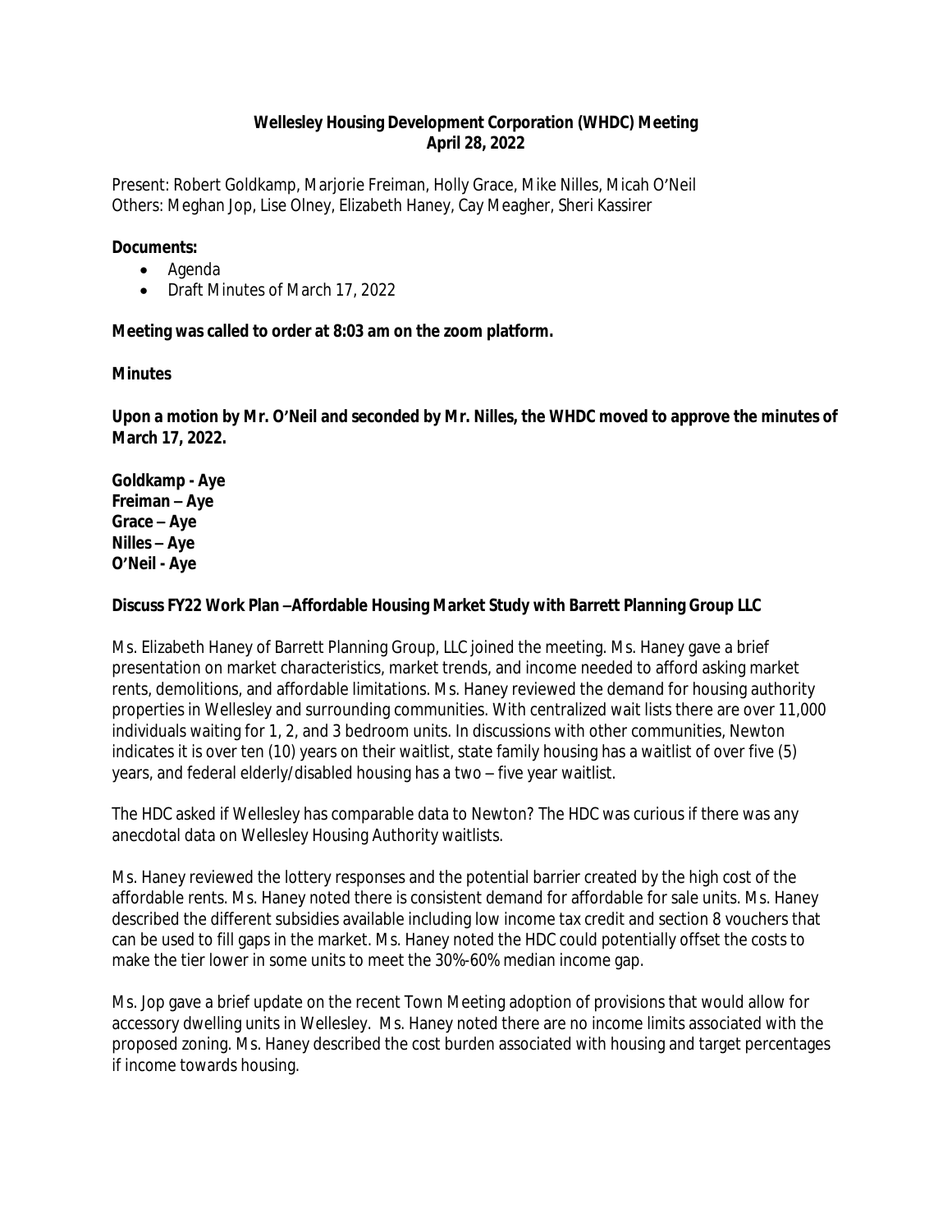**Wellesley Housing Development Corporation (WHDC) Meeting**
**April 28, 2022**

Present: Robert Goldkamp, Marjorie Freiman, Holly Grace, Mike Nilles, Micah O'Neil
Others: Meghan Jop, Lise Olney, Elizabeth Haney, Cay Meagher, Sheri Kassirer

**Documents:**

- Agenda
- Draft Minutes of March 17, 2022

**Meeting was called to order at 8:03 am on the zoom platform.**

**Minutes**

**Upon a motion by Mr. O'Neil and seconded by Mr. Nilles, the WHDC moved to approve the minutes of March 17, 2022.**

**Goldkamp - Aye**
**Freiman – Aye**
**Grace – Aye**
**Nilles – Aye**
**O'Neil - Aye**

**Discuss FY22 Work Plan –Affordable Housing Market Study with Barrett Planning Group LLC**

Ms. Elizabeth Haney of Barrett Planning Group, LLC joined the meeting. Ms. Haney gave a brief presentation on market characteristics, market trends, and income needed to afford asking market rents, demolitions, and affordable limitations. Ms. Haney reviewed the demand for housing authority properties in Wellesley and surrounding communities. With centralized wait lists there are over 11,000 individuals waiting for 1, 2, and 3 bedroom units. In discussions with other communities, Newton indicates it is over ten (10) years on their waitlist, state family housing has a waitlist of over five (5) years, and federal elderly/disabled housing has a two – five year waitlist.

The HDC asked if Wellesley has comparable data to Newton? The HDC was curious if there was any anecdotal data on Wellesley Housing Authority waitlists.

Ms. Haney reviewed the lottery responses and the potential barrier created by the high cost of the affordable rents. Ms. Haney noted there is consistent demand for affordable for sale units. Ms. Haney described the different subsidies available including low income tax credit and section 8 vouchers that can be used to fill gaps in the market. Ms. Haney noted the HDC could potentially offset the costs to make the tier lower in some units to meet the 30%-60% median income gap.

Ms. Jop gave a brief update on the recent Town Meeting adoption of provisions that would allow for accessory dwelling units in Wellesley. Ms. Haney noted there are no income limits associated with the proposed zoning. Ms. Haney described the cost burden associated with housing and target percentages if income towards housing.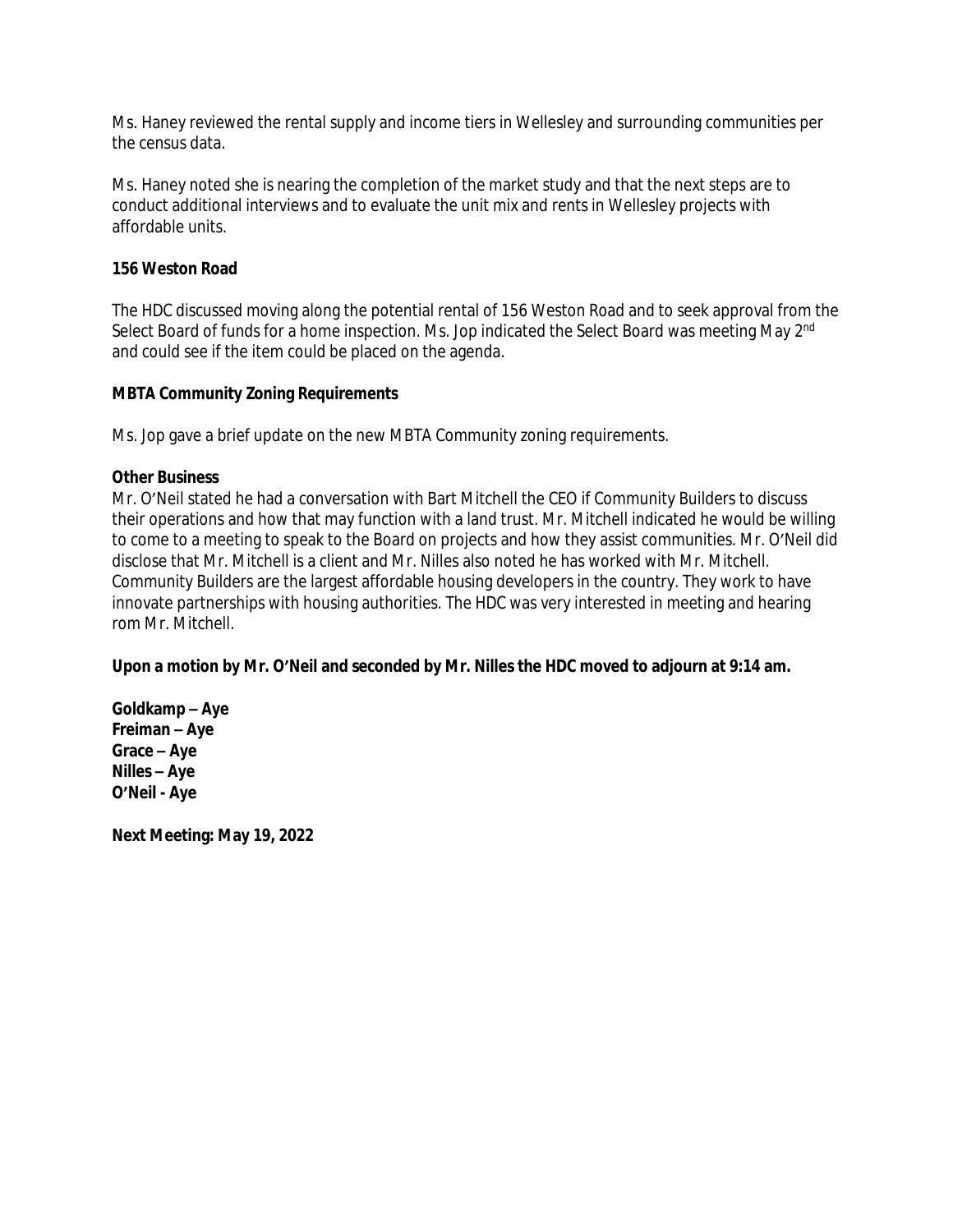Ms. Haney reviewed the rental supply and income tiers in Wellesley and surrounding communities per the census data.

Ms. Haney noted she is nearing the completion of the market study and that the next steps are to conduct additional interviews and to evaluate the unit mix and rents in Wellesley projects with affordable units.

**156 Weston Road**

The HDC discussed moving along the potential rental of 156 Weston Road and to seek approval from the Select Board of funds for a home inspection. Ms. Jop indicated the Select Board was meeting May 2nd and could see if the item could be placed on the agenda.

**MBTA Community Zoning Requirements**

Ms. Jop gave a brief update on the new MBTA Community zoning requirements.

**Other Business**

Mr. O'Neil stated he had a conversation with Bart Mitchell the CEO if Community Builders to discuss their operations and how that may function with a land trust. Mr. Mitchell indicated he would be willing to come to a meeting to speak to the Board on projects and how they assist communities. Mr. O'Neil did disclose that Mr. Mitchell is a client and Mr. Nilles also noted he has worked with Mr. Mitchell. Community Builders are the largest affordable housing developers in the country. They work to have innovate partnerships with housing authorities. The HDC was very interested in meeting and hearing rom Mr. Mitchell.

**Upon a motion by Mr. O'Neil and seconded by Mr. Nilles the HDC moved to adjourn at 9:14 am.**

**Goldkamp – Aye**
**Freiman – Aye**
**Grace – Aye**
**Nilles – Aye**
**O'Neil - Aye**

**Next Meeting: May 19, 2022**